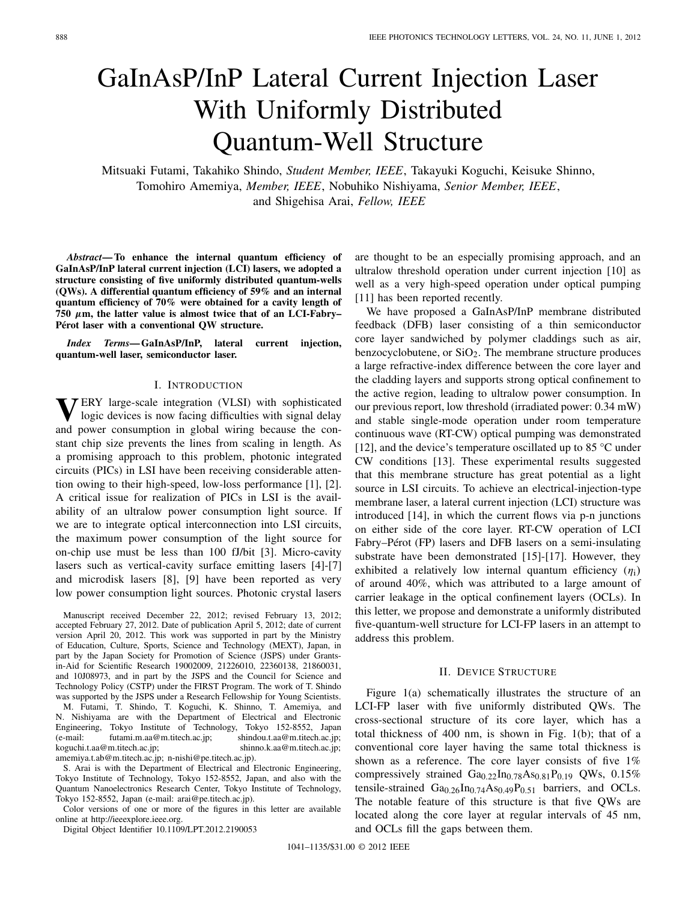# GaInAsP/InP Lateral Current Injection Laser With Uniformly Distributed Quantum-Well Structure

Mitsuaki Futami, Takahiko Shindo, *Student Member, IEEE*, Takayuki Koguchi, Keisuke Shinno, Tomohiro Amemiya, *Member, IEEE*, Nobuhiko Nishiyama, *Senior Member, IEEE*, and Shigehisa Arai, *Fellow, IEEE*

***Abstract*— To enhance the internal quantum efficiency of GaInAsP/InP lateral current injection (LCI) lasers, we adopted a structure consisting of five uniformly distributed quantum-wells (QWs). A differential quantum efficiency of 59% and an internal quantum efficiency of 70% were obtained for a cavity length of 750 $\mu$m, the latter value is almost twice that of an LCI-Fabry–Pérot laser with a conventional QW structure.**

***Index Terms*— GaInAsP/InP, lateral current injection, quantum-well laser, semiconductor laser.**

## I. Introduction

Very large-scale integration (VLSI) with sophisticated logic devices is now facing difficulties with signal delay and power consumption in global wiring because the constant chip size prevents the lines from scaling in length. As a promising approach to this problem, photonic integrated circuits (PICs) in LSI have been receiving considerable attention owing to their high-speed, low-loss performance [1], [2]. A critical issue for realization of PICs in LSI is the availability of an ultralow power consumption light source. If we are to integrate optical interconnection into LSI circuits, the maximum power consumption of the light source for on-chip use must be less than 100 fJ/bit [3]. Micro-cavity lasers such as vertical-cavity surface emitting lasers [4]-[7] and microdisk lasers [8], [9] have been reported as very low power consumption light sources. Photonic crystal lasers are thought to be an especially promising approach, and an ultralow threshold operation under current injection [10] as well as a very high-speed operation under optical pumping [11] has been reported recently.

We have proposed a GaInAsP/InP membrane distributed feedback (DFB) laser consisting of a thin semiconductor core layer sandwiched by polymer claddings such as air, benzocyclobutene, or $SiO_2$. The membrane structure produces a large refractive-index difference between the core layer and the cladding layers and supports strong optical confinement to the active region, leading to ultralow power consumption. In our previous report, low threshold (irradiated power: 0.34 mW) and stable single-mode operation under room temperature continuous wave (RT-CW) optical pumping was demonstrated [12], and the device's temperature oscillated up to 85 °C under CW conditions [13]. These experimental results suggested that this membrane structure has great potential as a light source in LSI circuits. To achieve an electrical-injection-type membrane laser, a lateral current injection (LCI) structure was introduced [14], in which the current flows via p-n junctions on either side of the core layer. RT-CW operation of LCI Fabry–Pérot (FP) lasers and DFB lasers on a semi-insulating substrate have been demonstrated [15]-[17]. However, they exhibited a relatively low internal quantum efficiency ($\eta_i$) of around 40%, which was attributed to a large amount of carrier leakage in the optical confinement layers (OCLs). In this letter, we propose and demonstrate a uniformly distributed five-quantum-well structure for LCI-FP lasers in an attempt to address this problem.

## II. Device Structure

Figure 1(a) schematically illustrates the structure of an LCI-FP laser with five uniformly distributed QWs. The cross-sectional structure of its core layer, which has a total thickness of 400 nm, is shown in Fig. 1(b); that of a conventional core layer having the same total thickness is shown as a reference. The core layer consists of five 1% compressively strained $Ga_{0.22}In_{0.78}As_{0.81}P_{0.19}$ QWs, 0.15% tensile-strained $Ga_{0.26}In_{0.74}As_{0.49}P_{0.51}$ barriers, and OCLs. The notable feature of this structure is that five QWs are located along the core layer at regular intervals of 45 nm, and OCLs fill the gaps between them.

Manuscript received December 22, 2012; revised February 13, 2012; accepted February 27, 2012. Date of publication April 5, 2012; date of current version April 20, 2012. This work was supported in part by the Ministry of Education, Culture, Sports, Science and Technology (MEXT), Japan, in part by the Japan Society for Promotion of Science (JSPS) under Grants-in-Aid for Scientific Research 19002009, 21226010, 22360138, 21860031, and 10J08973, and in part by the JSPS and the Council for Science and Technology Policy (CSTP) under the FIRST Program. The work of T. Shindo was supported by the JSPS under a Research Fellowship for Young Scientists.

M. Futami, T. Shindo, T. Koguchi, K. Shinno, T. Amemiya, and N. Nishiyama are with the Department of Electrical and Electronic Engineering, Tokyo Institute of Technology, Tokyo 152-8552, Japan (e-mail: futami.m.aa@m.titech.ac.jp; shindou.t.aa@m.titech.ac.jp; koguchi.t.aa@m.titech.ac.jp; shinno.k.aa@m.titech.ac.jp; amemiya.t.ab@m.titech.ac.jp; n-nishi@pe.titech.ac.jp).

S. Arai is with the Department of Electrical and Electronic Engineering, Tokyo Institute of Technology, Tokyo 152-8552, Japan, and also with the Quantum Nanoelectronics Research Center, Tokyo Institute of Technology, Tokyo 152-8552, Japan (e-mail: arai@pe.titech.ac.jp).

Color versions of one or more of the figures in this letter are available online at http://ieeexplore.ieee.org.

Digital Object Identifier 10.1109/LPT.2012.2190053

1041–1135/$31.00 © 2012 IEEE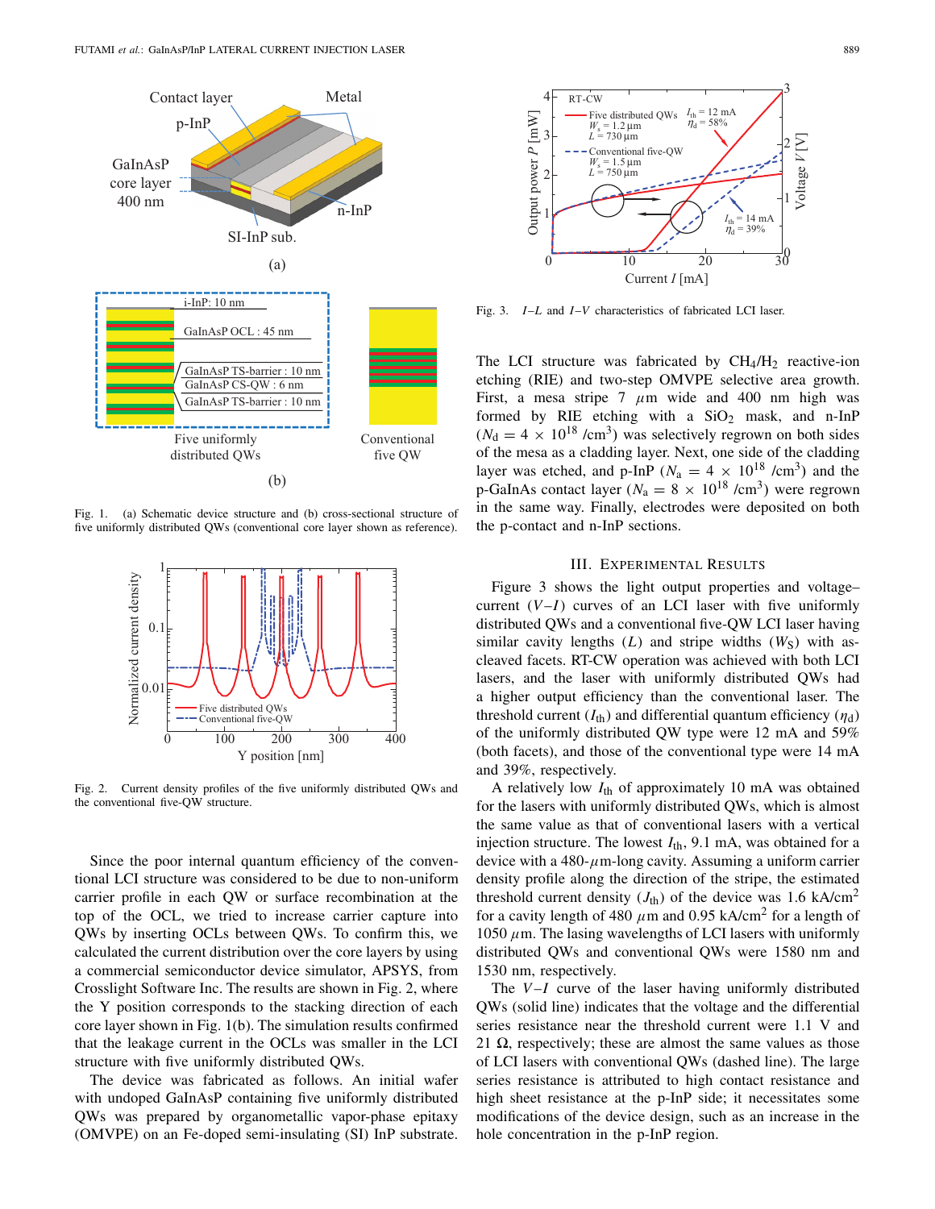Fig. 1. (a) Schematic device structure and (b) cross-sectional structure of five uniformly distributed QWs (conventional core layer shown as reference).

Fig. 2. Current density profiles of the five uniformly distributed QWs and the conventional five-QW structure.

Since the poor internal quantum efficiency of the conventional LCI structure was considered to be due to non-uniform carrier profile in each QW or surface recombination at the top of the OCL, we tried to increase carrier capture into QWs by inserting OCLs between QWs. To confirm this, we calculated the current distribution over the core layers by using a commercial semiconductor device simulator, APSYS, from Crosslight Software Inc. The results are shown in Fig. 2, where the Y position corresponds to the stacking direction of each core layer shown in Fig. 1(b). The simulation results confirmed that the leakage current in the OCLs was smaller in the LCI structure with five uniformly distributed QWs.

The device was fabricated as follows. An initial wafer with undoped GaInAsP containing five uniformly distributed QWs was prepared by organometallic vapor-phase epitaxy (OMVPE) on an Fe-doped semi-insulating (SI) InP substrate.

Fig. 3. $I$–$L$ and $I$–$V$ characteristics of fabricated LCI laser.

The LCI structure was fabricated by $CH_4/H_2$ reactive-ion etching (RIE) and two-step OMVPE selective area growth. First, a mesa stripe 7 $\mu$m wide and 400 nm high was formed by RIE etching with a $SiO_2$ mask, and n-InP ($N_d = 4 \times 10^{18}$ /cm$^3$) was selectively regrown on both sides of the mesa as a cladding layer. Next, one side of the cladding layer was etched, and p-InP ($N_a = 4 \times 10^{18}$ /cm$^3$) and the p-GaInAs contact layer ($N_a = 8 \times 10^{18}$ /cm$^3$) were regrown in the same way. Finally, electrodes were deposited on both the p-contact and n-InP sections.

## III. Experimental Results

Figure 3 shows the light output properties and voltage–current ($V$–$I$) curves of an LCI laser with five uniformly distributed QWs and a conventional five-QW LCI laser having similar cavity lengths ($L$) and stripe widths ($W_S$) with as-cleaved facets. RT-CW operation was achieved with both LCI lasers, and the laser with uniformly distributed QWs had a higher output efficiency than the conventional laser. The threshold current ($I_{th}$) and differential quantum efficiency ($\eta_d$) of the uniformly distributed QW type were 12 mA and 59% (both facets), and those of the conventional type were 14 mA and 39%, respectively.

A relatively low $I_{th}$ of approximately 10 mA was obtained for the lasers with uniformly distributed QWs, which is almost the same value as that of conventional lasers with a vertical injection structure. The lowest $I_{th}$, 9.1 mA, was obtained for a device with a 480-$\mu$m-long cavity. Assuming a uniform carrier density profile along the direction of the stripe, the estimated threshold current density ($J_{th}$) of the device was 1.6 kA/cm$^2$ for a cavity length of 480 $\mu$m and 0.95 kA/cm$^2$ for a length of 1050 $\mu$m. The lasing wavelengths of LCI lasers with uniformly distributed QWs and conventional QWs were 1580 nm and 1530 nm, respectively.

The $V$–$I$ curve of the laser having uniformly distributed QWs (solid line) indicates that the voltage and the differential series resistance near the threshold current were 1.1 V and 21 $\Omega$, respectively; these are almost the same values as those of LCI lasers with conventional QWs (dashed line). The large series resistance is attributed to high contact resistance and high sheet resistance at the p-InP side; it necessitates some modifications of the device design, such as an increase in the hole concentration in the p-InP region.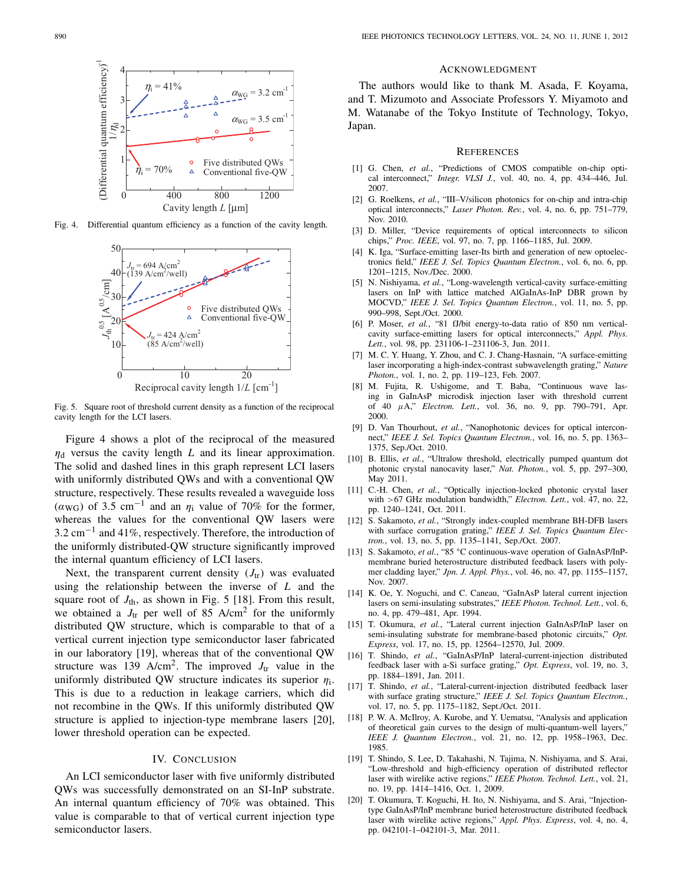(Differential quantum efficiency)$^{-1}$ $1/\eta_d$

4
3
2
1
0

$\eta_i$ = 41%

$\alpha_{WG}$ = 3.2 cm$^{-1}$

$\alpha_{WG}$ = 3.5 cm$^{-1}$

$\eta_i$ = 70%

Five distributed QWs
Conventional five-QW

0 400 800 1200

Cavity length $L$ [µm]

Fig. 4. Differential quantum efficiency as a function of the cavity length.

$J_{th}^{0.5}$ [A$^{0.5}$/cm]

50
40
30
20
10
0

$J_{tr}$ = 694 A/cm$^2$
(139 A/cm$^2$/well)

Five distributed QWs
Conventional five-QW

$J_{tr}$ = 424 A/cm$^2$
(85 A/cm$^2$/well)

0 10 20

Reciprocal cavity length $1/L$ [cm$^{-1}$]

Fig. 5. Square root of threshold current density as a function of the reciprocal cavity length for the LCI lasers.

Figure 4 shows a plot of the reciprocal of the measured $\eta_d$ versus the cavity length $L$ and its linear approximation. The solid and dashed lines in this graph represent LCI lasers with uniformly distributed QWs and with a conventional QW structure, respectively. These results revealed a waveguide loss ($\alpha_{WG}$) of 3.5 cm$^{-1}$ and an $\eta_i$ value of 70% for the former, whereas the values for the conventional QW lasers were 3.2 cm$^{-1}$ and 41%, respectively. Therefore, the introduction of the uniformly distributed-QW structure significantly improved the internal quantum efficiency of LCI lasers.

Next, the transparent current density ($J_{tr}$) was evaluated using the relationship between the inverse of $L$ and the square root of $J_{th}$, as shown in Fig. 5 [18]. From this result, we obtained a $J_{tr}$ per well of 85 A/cm$^2$ for the uniformly distributed QW structure, which is comparable to that of a vertical current injection type semiconductor laser fabricated in our laboratory [19], whereas that of the conventional QW structure was 139 A/cm$^2$. The improved $J_{tr}$ value in the uniformly distributed QW structure indicates its superior $\eta_i$. This is due to a reduction in leakage carriers, which did not recombine in the QWs. If this uniformly distributed QW structure is applied to injection-type membrane lasers [20], lower threshold operation can be expected.

## IV. Conclusion

An LCI semiconductor laser with five uniformly distributed QWs was successfully demonstrated on an SI-InP substrate. An internal quantum efficiency of 70% was obtained. This value is comparable to that of vertical current injection type semiconductor lasers.

## Acknowledgment

The authors would like to thank M. Asada, F. Koyama, and T. Mizumoto and Associate Professors Y. Miyamoto and M. Watanabe of the Tokyo Institute of Technology, Tokyo, Japan.

## References

[1] G. Chen, *et al.*, "Predictions of CMOS compatible on-chip optical interconnect," *Integr. VLSI J.*, vol. 40, no. 4, pp. 434–446, Jul. 2007.

[2] G. Roelkens, *et al.*, "III–V/silicon photonics for on-chip and intra-chip optical interconnects," *Laser Photon. Rev.*, vol. 4, no. 6, pp. 751–779, Nov. 2010.

[3] D. Miller, "Device requirements of optical interconnects to silicon chips," *Proc. IEEE*, vol. 97, no. 7, pp. 1166–1185, Jul. 2009.

[4] K. Iga, "Surface-emitting laser-Its birth and generation of new optoelectronics field," *IEEE J. Sel. Topics Quantum Electron.*, vol. 6, no. 6, pp. 1201–1215, Nov./Dec. 2000.

[5] N. Nishiyama, *et al.*, "Long-wavelength vertical-cavity surface-emitting lasers on InP with lattice matched AlGaInAs-InP DBR grown by MOCVD," *IEEE J. Sel. Topics Quantum Electron.*, vol. 11, no. 5, pp. 990–998, Sept./Oct. 2000.

[6] P. Moser, *et al.*, "81 fJ/bit energy-to-data ratio of 850 nm vertical-cavity surface-emitting lasers for optical interconnects," *Appl. Phys. Lett.*, vol. 98, pp. 231106-1–231106-3, Jun. 2011.

[7] M. C. Y. Huang, Y. Zhou, and C. J. Chang-Hasnain, "A surface-emitting laser incorporating a high-index-contrast subwavelength grating," *Nature Photon.*, vol. 1, no. 2, pp. 119–123, Feb. 2007.

[8] M. Fujita, R. Ushigome, and T. Baba, "Continuous wave lasing in GaInAsP microdisk injection laser with threshold current of 40 µA," *Electron. Lett.*, vol. 36, no. 9, pp. 790–791, Apr. 2000.

[9] D. Van Thourhout, *et al.*, "Nanophotonic devices for optical interconnect," *IEEE J. Sel. Topics Quantum Electron.*, vol. 16, no. 5, pp. 1363–1375, Sep./Oct. 2010.

[10] B. Ellis, *et al.*, "Ultralow threshold, electrically pumped quantum dot photonic crystal nanocavity laser," *Nat. Photon.*, vol. 5, pp. 297–300, May 2011.

[11] C.-H. Chen, *et al.*, "Optically injection-locked photonic crystal laser with >67 GHz modulation bandwidth," *Electron. Lett.*, vol. 47, no. 22, pp. 1240–1241, Oct. 2011.

[12] S. Sakamoto, *et al.*, "Strongly index-coupled membrane BH-DFB lasers with surface corrugation grating," *IEEE J. Sel. Topics Quantum Electron.*, vol. 13, no. 5, pp. 1135–1141, Sep./Oct. 2007.

[13] S. Sakamoto, *et al.*, "85 °C continuous-wave operation of GaInAsP/InP-membrane buried heterostructure distributed feedback lasers with polymer cladding layer," *Jpn. J. Appl. Phys.*, vol. 46, no. 47, pp. 1155–1157, Nov. 2007.

[14] K. Oe, Y. Noguchi, and C. Caneau, "GaInAsP lateral current injection lasers on semi-insulating substrates," *IEEE Photon. Technol. Lett.*, vol. 6, no. 4, pp. 479–481, Apr. 1994.

[15] T. Okumura, *et al.*, "Lateral current injection GaInAsP/InP laser on semi-insulating substrate for membrane-based photonic circuits," *Opt. Express*, vol. 17, no. 15, pp. 12564–12570, Jul. 2009.

[16] T. Shindo, *et al.*, "GaInAsP/InP lateral-current-injection distributed feedback laser with a-Si surface grating," *Opt. Express*, vol. 19, no. 3, pp. 1884–1891, Jan. 2011.

[17] T. Shindo, *et al.*, "Lateral-current-injection distributed feedback laser with surface grating structure," *IEEE J. Sel. Topics Quantum Electron.*, vol. 17, no. 5, pp. 1175–1182, Sept./Oct. 2011.

[18] P. W. A. McIlroy, A. Kurobe, and Y. Uematsu, "Analysis and application of theoretical gain curves to the design of multi-quantum-well lasers," *IEEE J. Quantum Electron.*, vol. 21, no. 12, pp. 1958–1963, Dec. 1985.

[19] T. Shindo, S. Lee, D. Takahashi, N. Tajima, N. Nishiyama, and S. Arai, "Low-threshold and high-efficiency operation of distributed reflector laser with wirelike active regions," *IEEE Photon. Technol. Lett.*, vol. 21, no. 19, pp. 1414–1416, Oct. 1, 2009.

[20] T. Okumura, T. Koguchi, H. Ito, N. Nishiyama, and S. Arai, "Injection-type GaInAsP/InP membrane buried heterostructure distributed feedback laser with wirelike active regions," *Appl. Phys. Express*, vol. 4, no. 4, pp. 042101-1–042101-3, Mar. 2011.